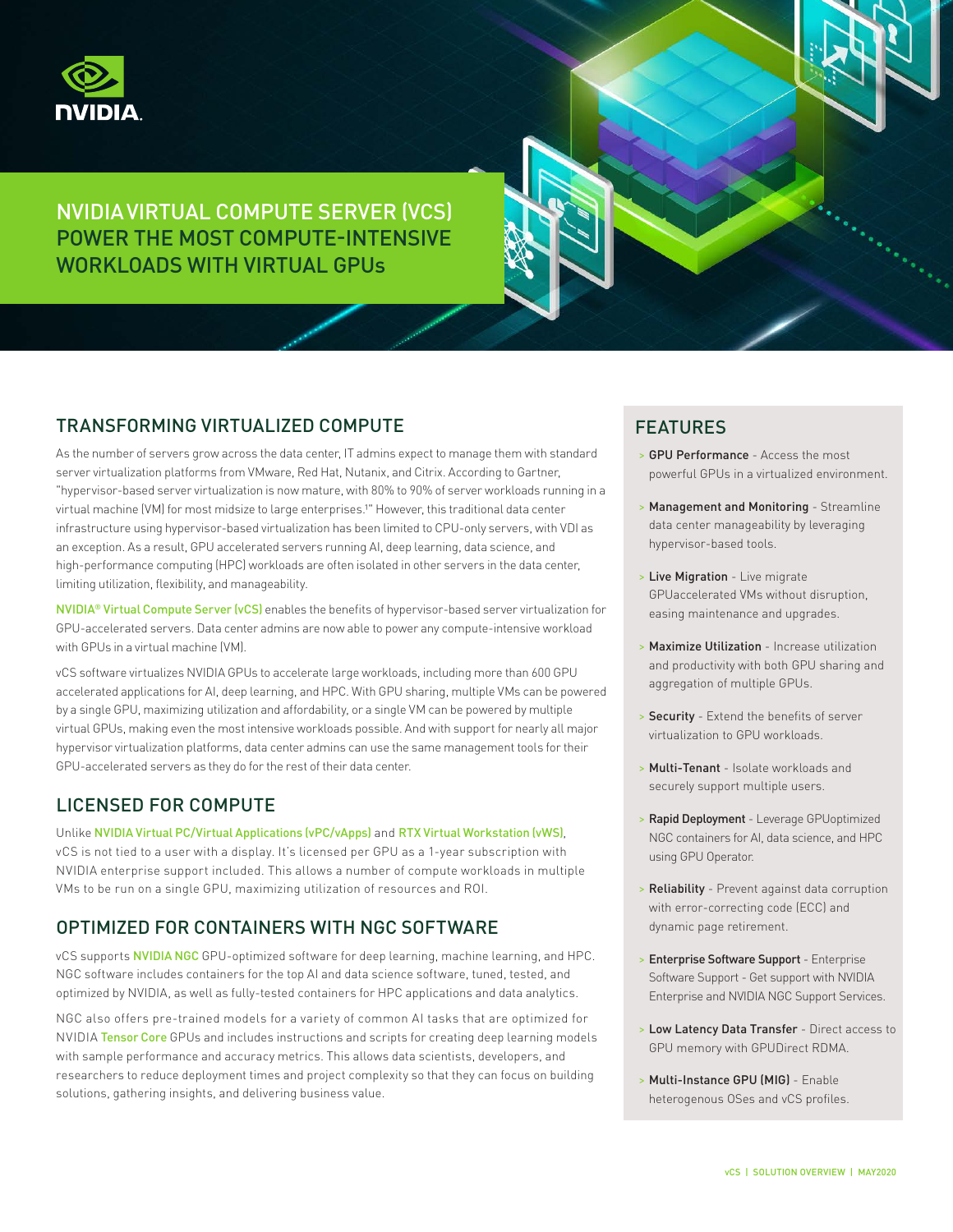# NVIDIA VIRTUAL COMPUTE SERVER (VCS) POWER THE MOST COMPUTE-INTENSIVE WORKLOADS WITH VIRTUAL GPUs

## TRANSFORMING VIRTUALIZED COMPUTE

As the number of servers grow across the data center, IT admins expect to manage them with standard server virtualization platforms from VMware, Red Hat, Nutanix, and Citrix. According to Gartner, "hypervisor-based server virtualization is now mature, with 80% to 90% of server workloads running in a virtual machine (VM) for most midsize to large enterprises.[1]" However, this traditional data center infrastructure using hypervisor-based virtualization has been limited to CPU-only servers, with VDI as an exception. As a result, GPU accelerated servers running AI, deep learning, data science, and high-performance computing (HPC) workloads are often isolated in other servers in the data center, limiting utilization, flexibility, and manageability.

NVIDIA® Virtual Compute Server (vCS) enables the benefits of hypervisor-based server virtualization for GPU-accelerated servers. Data center admins are now able to power any compute-intensive workload with GPUs in a virtual machine (VM).

vCS software virtualizes NVIDIA GPUs to accelerate large workloads, including more than 600 GPU accelerated applications for AI, deep learning, and HPC. With GPU sharing, multiple VMs can be powered by a single GPU, maximizing utilization and affordability, or a single VM can be powered by multiple virtual GPUs, making even the most intensive workloads possible. And with support for nearly all major hypervisor virtualization platforms, data center admins can use the same management tools for their GPU-accelerated servers as they do for the rest of their data center.

## LICENSED FOR COMPUTE

Unlike NVIDIA Virtual PC/Virtual Applications (vPC/vApps) and RTX Virtual Workstation (vWS), vCS is not tied to a user with a display. It's licensed per GPU as a 1-year subscription with NVIDIA enterprise support included. This allows a number of compute workloads in multiple VMs to be run on a single GPU, maximizing utilization of resources and ROI.

## OPTIMIZED FOR CONTAINERS WITH NGC SOFTWARE

vCS supports NVIDIA NGC GPU-optimized software for deep learning, machine learning, and HPC. NGC software includes containers for the top AI and data science software, tuned, tested, and optimized by NVIDIA, as well as fully-tested containers for HPC applications and data analytics.

NGC also offers pre-trained models for a variety of common AI tasks that are optimized for NVIDIA Tensor Core GPUs and includes instructions and scripts for creating deep learning models with sample performance and accuracy metrics. This allows data scientists, developers, and researchers to reduce deployment times and project complexity so that they can focus on building solutions, gathering insights, and delivering business value.

## FEATURES

- **GPU Performance** - Access the most powerful GPUs in a virtualized environment.
- **Management and Monitoring** - Streamline data center manageability by leveraging hypervisor-based tools.
- **Live Migration** - Live migrate GPUaccelerated VMs without disruption, easing maintenance and upgrades.
- **Maximize Utilization** - Increase utilization and productivity with both GPU sharing and aggregation of multiple GPUs.
- **Security** - Extend the benefits of server virtualization to GPU workloads.
- **Multi-Tenant** - Isolate workloads and securely support multiple users.
- **Rapid Deployment** - Leverage GPUoptimized NGC containers for AI, data science, and HPC using GPU Operator.
- **Reliability** - Prevent against data corruption with error-correcting code (ECC) and dynamic page retirement.
- **Enterprise Software Support** - Enterprise Software Support - Get support with NVIDIA Enterprise and NVIDIA NGC Support Services.
- **Low Latency Data Transfer** - Direct access to GPU memory with GPUDirect RDMA.
- **Multi-Instance GPU (MIG)** - Enable heterogenous OSes and vCS profiles.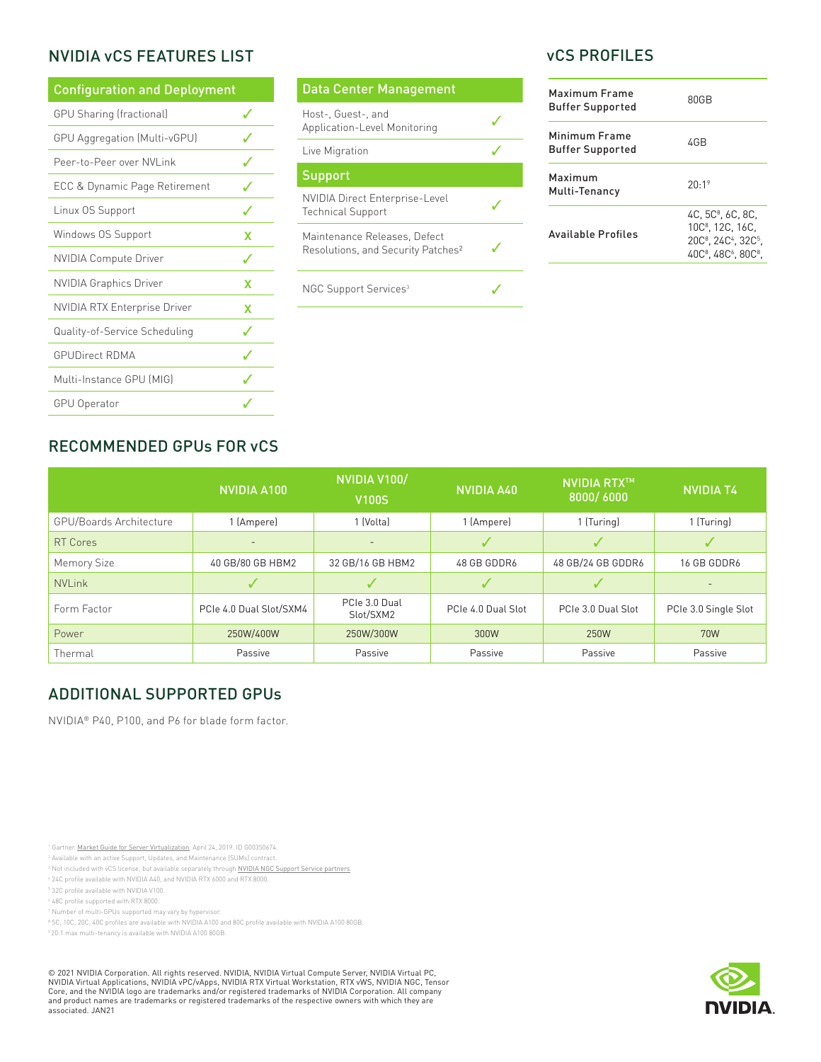## NVIDIA vCS FEATURES LIST

| Configuration and Deployment | |
|---|---|
| GPU Sharing (fractional) | ✓ |
| GPU Aggregation (Multi-vGPU) | ✓ |
| Peer-to-Peer over NVLink | ✓ |
| ECC & Dynamic Page Retirement | ✓ |
| Linux OS Support | ✓ |
| Windows OS Support | X |
| NVIDIA Compute Driver | ✓ |
| NVIDIA Graphics Driver | X |
| NVIDIA RTX Enterprise Driver | X |
| Quality-of-Service Scheduling | ✓ |
| GPUDirect RDMA | ✓ |
| Multi-Instance GPU (MIG) | ✓ |
| GPU Operator | ✓ |

| Data Center Management | |
|---|---|
| Host-, Guest-, and Application-Level Monitoring | ✓ |
| Live Migration | ✓ |

| Support | |
|---|---|
| NVIDIA Direct Enterprise-Level Technical Support | ✓ |
| Maintenance Releases, Defect Resolutions, and Security Patches[2] | ✓ |
| NGC Support Services[3] | ✓ |

## vCS PROFILES

| | |
|---|---|
| **Maximum Frame Buffer Supported** | 80GB |
| **Minimum Frame Buffer Supported** | 4GB |
| **Maximum Multi-Tenancy** | 20:1[9] |
| **Available Profiles** | 4C, 5C[8], 6C, 8C, 10C[8], 12C, 16C, 20C[8], 24C[4], 32C[5], 40C[8], 48C[6], 80C[8], |

## RECOMMENDED GPUs FOR vCS

| | NVIDIA A100 | NVIDIA V100/ V100S | NVIDIA A40 | NVIDIA RTX™ 8000/ 6000 | NVIDIA T4 |
|---|---|---|---|---|---|
| GPU/Boards Architecture | 1 (Ampere) | 1 (Volta) | 1 (Ampere) | 1 (Turing) | 1 (Turing) |
| RT Cores | - | - | ✓ | ✓ | ✓ |
| Memory Size | 40 GB/80 GB HBM2 | 32 GB/16 GB HBM2 | 48 GB GDDR6 | 48 GB/24 GB GDDR6 | 16 GB GDDR6 |
| NVLink | ✓ | ✓ | ✓ | ✓ | - |
| Form Factor | PCIe 4.0 Dual Slot/SXM4 | PCIe 3.0 Dual Slot/SXM2 | PCIe 4.0 Dual Slot | PCIe 3.0 Dual Slot | PCIe 3.0 Single Slot |
| Power | 250W/400W | 250W/300W | 300W | 250W | 70W |
| Thermal | Passive | Passive | Passive | Passive | Passive |

## ADDITIONAL SUPPORTED GPUs

NVIDIA® P40, P100, and P6 for blade form factor.

[1] Gartner. Market Guide for Server Virtualization. April 24, 2019. ID G00350674.
[2] Available with an active Support, Updates, and Maintenance (SUMs) contract.
[3] Not included with vCS license, but available separately through NVIDIA NGC Support Service partners.
[4] 24C profile available with NVIDIA A40, and NVIDIA RTX 6000 and RTX 8000.
[5] 32C profile available with NVIDIA V100.
[6] 48C profile supported with RTX 8000.
[7] Number of multi-GPUs supported may vary by hypervisor.
[8] 5C, 10C, 20C, 40C profiles are available with NVIDIA A100 and 80C profile available with NVIDIA A100 80GB.
[9] 20:1 max multi-tenancy is available with NVIDIA A100 80GB.

© 2021 NVIDIA Corporation. All rights reserved. NVIDIA, NVIDIA Virtual Compute Server, NVIDIA Virtual PC, NVIDIA Virtual Applications, NVIDIA vPC/vApps, NVIDIA RTX Virtual Workstation, RTX vWS, NVIDIA NGC, Tensor Core, and the NVIDIA logo are trademarks and/or registered trademarks of NVIDIA Corporation. All company and product names are trademarks or registered trademarks of the respective owners with which they are associated. JAN21